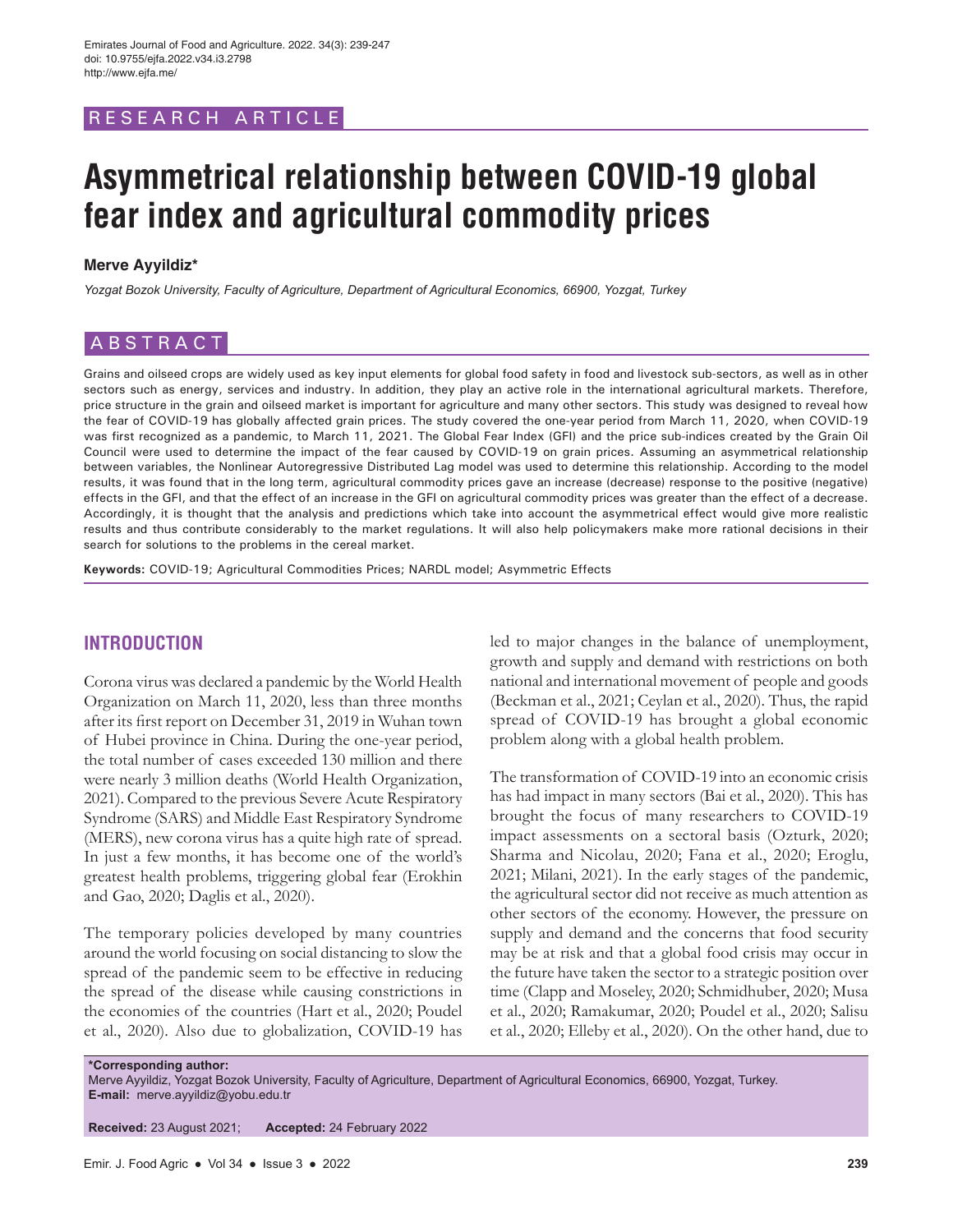RESEARCH ARTICLE

# Asymmetrical relationship between COVID-19 global fear index and agricultural commodity prices

**Merve Ayyildiz***

*Yozgat Bozok University, Faculty of Agriculture, Department of Agricultural Economics, 66900, Yozgat, Turkey*

## ABSTRACT

Grains and oilseed crops are widely used as key input elements for global food safety in food and livestock sub-sectors, as well as in other sectors such as energy, services and industry. In addition, they play an active role in the international agricultural markets. Therefore, price structure in the grain and oilseed market is important for agriculture and many other sectors. This study was designed to reveal how the fear of COVID-19 has globally affected grain prices. The study covered the one-year period from March 11, 2020, when COVID-19 was first recognized as a pandemic, to March 11, 2021. The Global Fear Index (GFI) and the price sub-indices created by the Grain Oil Council were used to determine the impact of the fear caused by COVID-19 on grain prices. Assuming an asymmetrical relationship between variables, the Nonlinear Autoregressive Distributed Lag model was used to determine this relationship. According to the model results, it was found that in the long term, agricultural commodity prices gave an increase (decrease) response to the positive (negative) effects in the GFI, and that the effect of an increase in the GFI on agricultural commodity prices was greater than the effect of a decrease. Accordingly, it is thought that the analysis and predictions which take into account the asymmetrical effect would give more realistic results and thus contribute considerably to the market regulations. It will also help policymakers make more rational decisions in their search for solutions to the problems in the cereal market.

**Keywords:** COVID-19; Agricultural Commodities Prices; NARDL model; Asymmetric Effects

## INTRODUCTION

Corona virus was declared a pandemic by the World Health Organization on March 11, 2020, less than three months after its first report on December 31, 2019 in Wuhan town of Hubei province in China. During the one-year period, the total number of cases exceeded 130 million and there were nearly 3 million deaths (World Health Organization, 2021). Compared to the previous Severe Acute Respiratory Syndrome (SARS) and Middle East Respiratory Syndrome (MERS), new corona virus has a quite high rate of spread. In just a few months, it has become one of the world's greatest health problems, triggering global fear (Erokhin and Gao, 2020; Daglis et al., 2020).

The temporary policies developed by many countries around the world focusing on social distancing to slow the spread of the pandemic seem to be effective in reducing the spread of the disease while causing constrictions in the economies of the countries (Hart et al., 2020; Poudel et al., 2020). Also due to globalization, COVID-19 has led to major changes in the balance of unemployment, growth and supply and demand with restrictions on both national and international movement of people and goods (Beckman et al., 2021; Ceylan et al., 2020). Thus, the rapid spread of COVID-19 has brought a global economic problem along with a global health problem.

The transformation of COVID-19 into an economic crisis has had impact in many sectors (Bai et al., 2020). This has brought the focus of many researchers to COVID-19 impact assessments on a sectoral basis (Ozturk, 2020; Sharma and Nicolau, 2020; Fana et al., 2020; Eroglu, 2021; Milani, 2021). In the early stages of the pandemic, the agricultural sector did not receive as much attention as other sectors of the economy. However, the pressure on supply and demand and the concerns that food security may be at risk and that a global food crisis may occur in the future have taken the sector to a strategic position over time (Clapp and Moseley, 2020; Schmidhuber, 2020; Musa et al., 2020; Ramakumar, 2020; Poudel et al., 2020; Salisu et al., 2020; Elleby et al., 2020). On the other hand, due to

**\*Corresponding author:**
Merve Ayyildiz, Yozgat Bozok University, Faculty of Agriculture, Department of Agricultural Economics, 66900, Yozgat, Turkey.
**E-mail:** merve.ayyildiz@yobu.edu.tr

**Received:** 23 August 2021; **Accepted:** 24 February 2022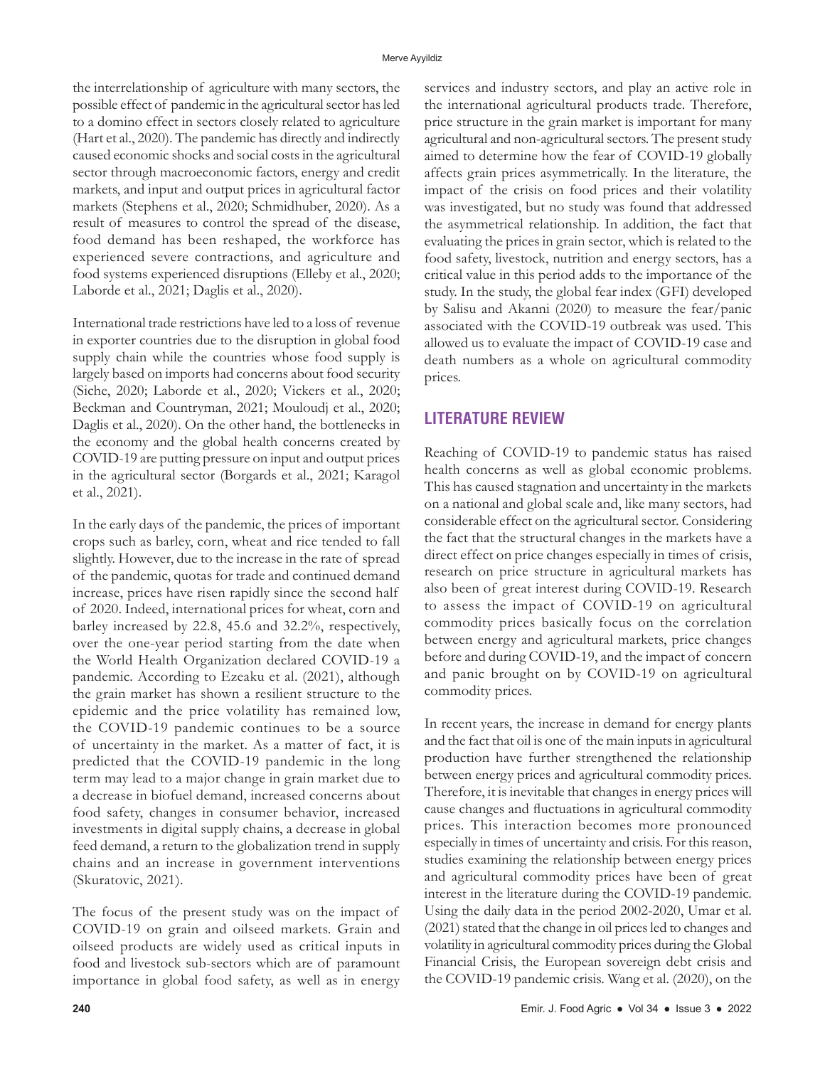the interrelationship of agriculture with many sectors, the possible effect of pandemic in the agricultural sector has led to a domino effect in sectors closely related to agriculture (Hart et al., 2020). The pandemic has directly and indirectly caused economic shocks and social costs in the agricultural sector through macroeconomic factors, energy and credit markets, and input and output prices in agricultural factor markets (Stephens et al., 2020; Schmidhuber, 2020). As a result of measures to control the spread of the disease, food demand has been reshaped, the workforce has experienced severe contractions, and agriculture and food systems experienced disruptions (Elleby et al., 2020; Laborde et al., 2021; Daglis et al., 2020).

International trade restrictions have led to a loss of revenue in exporter countries due to the disruption in global food supply chain while the countries whose food supply is largely based on imports had concerns about food security (Siche, 2020; Laborde et al., 2020; Vickers et al., 2020; Beckman and Countryman, 2021; Mouloudj et al., 2020; Daglis et al., 2020). On the other hand, the bottlenecks in the economy and the global health concerns created by COVID-19 are putting pressure on input and output prices in the agricultural sector (Borgards et al., 2021; Karagol et al., 2021).

In the early days of the pandemic, the prices of important crops such as barley, corn, wheat and rice tended to fall slightly. However, due to the increase in the rate of spread of the pandemic, quotas for trade and continued demand increase, prices have risen rapidly since the second half of 2020. Indeed, international prices for wheat, corn and barley increased by 22.8, 45.6 and 32.2%, respectively, over the one-year period starting from the date when the World Health Organization declared COVID-19 a pandemic. According to Ezeaku et al. (2021), although the grain market has shown a resilient structure to the epidemic and the price volatility has remained low, the COVID-19 pandemic continues to be a source of uncertainty in the market. As a matter of fact, it is predicted that the COVID-19 pandemic in the long term may lead to a major change in grain market due to a decrease in biofuel demand, increased concerns about food safety, changes in consumer behavior, increased investments in digital supply chains, a decrease in global feed demand, a return to the globalization trend in supply chains and an increase in government interventions (Skuratovic, 2021).

The focus of the present study was on the impact of COVID-19 on grain and oilseed markets. Grain and oilseed products are widely used as critical inputs in food and livestock sub-sectors which are of paramount importance in global food safety, as well as in energy services and industry sectors, and play an active role in the international agricultural products trade. Therefore, price structure in the grain market is important for many agricultural and non-agricultural sectors. The present study aimed to determine how the fear of COVID-19 globally affects grain prices asymmetrically. In the literature, the impact of the crisis on food prices and their volatility was investigated, but no study was found that addressed the asymmetrical relationship. In addition, the fact that evaluating the prices in grain sector, which is related to the food safety, livestock, nutrition and energy sectors, has a critical value in this period adds to the importance of the study. In the study, the global fear index (GFI) developed by Salisu and Akanni (2020) to measure the fear/panic associated with the COVID-19 outbreak was used. This allowed us to evaluate the impact of COVID-19 case and death numbers as a whole on agricultural commodity prices.

## LITERATURE REVIEW

Reaching of COVID-19 to pandemic status has raised health concerns as well as global economic problems. This has caused stagnation and uncertainty in the markets on a national and global scale and, like many sectors, had considerable effect on the agricultural sector. Considering the fact that the structural changes in the markets have a direct effect on price changes especially in times of crisis, research on price structure in agricultural markets has also been of great interest during COVID-19. Research to assess the impact of COVID-19 on agricultural commodity prices basically focus on the correlation between energy and agricultural markets, price changes before and during COVID-19, and the impact of concern and panic brought on by COVID-19 on agricultural commodity prices.

In recent years, the increase in demand for energy plants and the fact that oil is one of the main inputs in agricultural production have further strengthened the relationship between energy prices and agricultural commodity prices. Therefore, it is inevitable that changes in energy prices will cause changes and fluctuations in agricultural commodity prices. This interaction becomes more pronounced especially in times of uncertainty and crisis. For this reason, studies examining the relationship between energy prices and agricultural commodity prices have been of great interest in the literature during the COVID-19 pandemic. Using the daily data in the period 2002-2020, Umar et al. (2021) stated that the change in oil prices led to changes and volatility in agricultural commodity prices during the Global Financial Crisis, the European sovereign debt crisis and the COVID-19 pandemic crisis. Wang et al. (2020), on the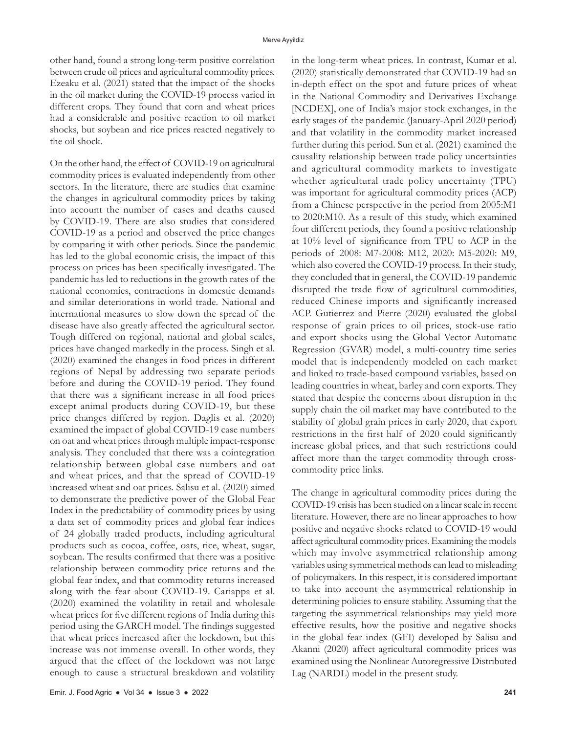other hand, found a strong long-term positive correlation between crude oil prices and agricultural commodity prices. Ezeaku et al. (2021) stated that the impact of the shocks in the oil market during the COVID-19 process varied in different crops. They found that corn and wheat prices had a considerable and positive reaction to oil market shocks, but soybean and rice prices reacted negatively to the oil shock.

On the other hand, the effect of COVID-19 on agricultural commodity prices is evaluated independently from other sectors. In the literature, there are studies that examine the changes in agricultural commodity prices by taking into account the number of cases and deaths caused by COVID-19. There are also studies that considered COVID-19 as a period and observed the price changes by comparing it with other periods. Since the pandemic has led to the global economic crisis, the impact of this process on prices has been specifically investigated. The pandemic has led to reductions in the growth rates of the national economies, contractions in domestic demands and similar deteriorations in world trade. National and international measures to slow down the spread of the disease have also greatly affected the agricultural sector. Tough differed on regional, national and global scales, prices have changed markedly in the process. Singh et al. (2020) examined the changes in food prices in different regions of Nepal by addressing two separate periods before and during the COVID-19 period. They found that there was a significant increase in all food prices except animal products during COVID-19, but these price changes differed by region. Daglis et al. (2020) examined the impact of global COVID-19 case numbers on oat and wheat prices through multiple impact-response analysis. They concluded that there was a cointegration relationship between global case numbers and oat and wheat prices, and that the spread of COVID-19 increased wheat and oat prices. Salisu et al. (2020) aimed to demonstrate the predictive power of the Global Fear Index in the predictability of commodity prices by using a data set of commodity prices and global fear indices of 24 globally traded products, including agricultural products such as cocoa, coffee, oats, rice, wheat, sugar, soybean. The results confirmed that there was a positive relationship between commodity price returns and the global fear index, and that commodity returns increased along with the fear about COVID-19. Cariappa et al. (2020) examined the volatility in retail and wholesale wheat prices for five different regions of India during this period using the GARCH model. The findings suggested that wheat prices increased after the lockdown, but this increase was not immense overall. In other words, they argued that the effect of the lockdown was not large enough to cause a structural breakdown and volatility in the long-term wheat prices. In contrast, Kumar et al. (2020) statistically demonstrated that COVID-19 had an in-depth effect on the spot and future prices of wheat in the National Commodity and Derivatives Exchange [NCDEX], one of India's major stock exchanges, in the early stages of the pandemic (January-April 2020 period) and that volatility in the commodity market increased further during this period. Sun et al. (2021) examined the causality relationship between trade policy uncertainties and agricultural commodity markets to investigate whether agricultural trade policy uncertainty (TPU) was important for agricultural commodity prices (ACP) from a Chinese perspective in the period from 2005:M1 to 2020:M10. As a result of this study, which examined four different periods, they found a positive relationship at 10% level of significance from TPU to ACP in the periods of 2008: M7-2008: M12, 2020: M5-2020: M9, which also covered the COVID-19 process. In their study, they concluded that in general, the COVID-19 pandemic disrupted the trade flow of agricultural commodities, reduced Chinese imports and significantly increased ACP. Gutierrez and Pierre (2020) evaluated the global response of grain prices to oil prices, stock-use ratio and export shocks using the Global Vector Automatic Regression (GVAR) model, a multi-country time series model that is independently modeled on each market and linked to trade-based compound variables, based on leading countries in wheat, barley and corn exports. They stated that despite the concerns about disruption in the supply chain the oil market may have contributed to the stability of global grain prices in early 2020, that export restrictions in the first half of 2020 could significantly increase global prices, and that such restrictions could affect more than the target commodity through cross-commodity price links.

The change in agricultural commodity prices during the COVID-19 crisis has been studied on a linear scale in recent literature. However, there are no linear approaches to how positive and negative shocks related to COVID-19 would affect agricultural commodity prices. Examining the models which may involve asymmetrical relationship among variables using symmetrical methods can lead to misleading of policymakers. In this respect, it is considered important to take into account the asymmetrical relationship in determining policies to ensure stability. Assuming that the targeting the asymmetrical relationships may yield more effective results, how the positive and negative shocks in the global fear index (GFI) developed by Salisu and Akanni (2020) affect agricultural commodity prices was examined using the Nonlinear Autoregressive Distributed Lag (NARDL) model in the present study.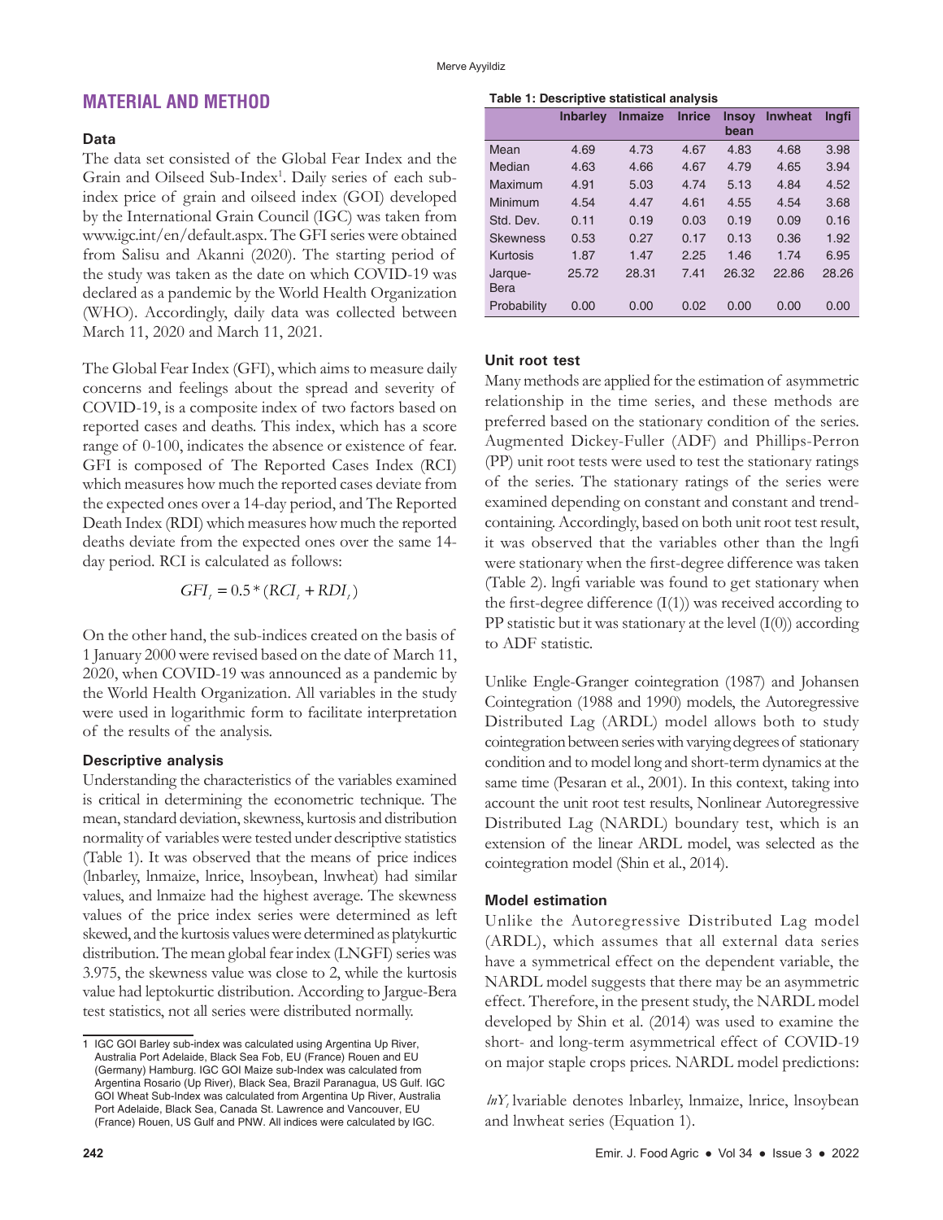## MATERIAL AND METHOD

### Data

The data set consisted of the Global Fear Index and the Grain and Oilseed Sub-Index[1]. Daily series of each sub-index price of grain and oilseed index (GOI) developed by the International Grain Council (IGC) was taken from www.igc.int/en/default.aspx. The GFI series were obtained from Salisu and Akanni (2020). The starting period of the study was taken as the date on which COVID-19 was declared as a pandemic by the World Health Organization (WHO). Accordingly, daily data was collected between March 11, 2020 and March 11, 2021.

The Global Fear Index (GFI), which aims to measure daily concerns and feelings about the spread and severity of COVID-19, is a composite index of two factors based on reported cases and deaths. This index, which has a score range of 0-100, indicates the absence or existence of fear. GFI is composed of The Reported Cases Index (RCI) which measures how much the reported cases deviate from the expected ones over a 14-day period, and The Reported Death Index (RDI) which measures how much the reported deaths deviate from the expected ones over the same 14-day period. RCI is calculated as follows:

$$GFI_t = 0.5 * (RCI_t + RDI_t)$$

On the other hand, the sub-indices created on the basis of 1 January 2000 were revised based on the date of March 11, 2020, when COVID-19 was announced as a pandemic by the World Health Organization. All variables in the study were used in logarithmic form to facilitate interpretation of the results of the analysis.

### Descriptive analysis

Understanding the characteristics of the variables examined is critical in determining the econometric technique. The mean, standard deviation, skewness, kurtosis and distribution normality of variables were tested under descriptive statistics (Table 1). It was observed that the means of price indices (lnbarley, lnmaize, lnrice, lnsoybean, lnwheat) had similar values, and lnmaize had the highest average. The skewness values of the price index series were determined as left skewed, and the kurtosis values were determined as platykurtic distribution. The mean global fear index (LNGFI) series was 3.975, the skewness value was close to 2, while the kurtosis value had leptokurtic distribution. According to Jargue-Bera test statistics, not all series were distributed normally.

**Table 1: Descriptive statistical analysis**

| | lnbarley | lnmaize | lnrice | lnsoybean | lnwheat | lngfi |
|---|---|---|---|---|---|---|
| Mean | 4.69 | 4.73 | 4.67 | 4.83 | 4.68 | 3.98 |
| Median | 4.63 | 4.66 | 4.67 | 4.79 | 4.65 | 3.94 |
| Maximum | 4.91 | 5.03 | 4.74 | 5.13 | 4.84 | 4.52 |
| Minimum | 4.54 | 4.47 | 4.61 | 4.55 | 4.54 | 3.68 |
| Std. Dev. | 0.11 | 0.19 | 0.03 | 0.19 | 0.09 | 0.16 |
| Skewness | 0.53 | 0.27 | 0.17 | 0.13 | 0.36 | 1.92 |
| Kurtosis | 1.87 | 1.47 | 2.25 | 1.46 | 1.74 | 6.95 |
| Jarque-Bera | 25.72 | 28.31 | 7.41 | 26.32 | 22.86 | 28.26 |
| Probability | 0.00 | 0.00 | 0.02 | 0.00 | 0.00 | 0.00 |

### Unit root test

Many methods are applied for the estimation of asymmetric relationship in the time series, and these methods are preferred based on the stationary condition of the series. Augmented Dickey-Fuller (ADF) and Phillips-Perron (PP) unit root tests were used to test the stationary ratings of the series. The stationary ratings of the series were examined depending on constant and constant and trend-containing. Accordingly, based on both unit root test result, it was observed that the variables other than the lngfi were stationary when the first-degree difference was taken (Table 2). lngfi variable was found to get stationary when the first-degree difference (I(1)) was received according to PP statistic but it was stationary at the level (I(0)) according to ADF statistic.

Unlike Engle-Granger cointegration (1987) and Johansen Cointegration (1988 and 1990) models, the Autoregressive Distributed Lag (ARDL) model allows both to study cointegration between series with varying degrees of stationary condition and to model long and short-term dynamics at the same time (Pesaran et al., 2001). In this context, taking into account the unit root test results, Nonlinear Autoregressive Distributed Lag (NARDL) boundary test, which is an extension of the linear ARDL model, was selected as the cointegration model (Shin et al., 2014).

### Model estimation

Unlike the Autoregressive Distributed Lag model (ARDL), which assumes that all external data series have a symmetrical effect on the dependent variable, the NARDL model suggests that there may be an asymmetric effect. Therefore, in the present study, the NARDL model developed by Shin et al. (2014) was used to examine the short- and long-term asymmetrical effect of COVID-19 on major staple crops prices. NARDL model predictions:

$lnY_t$ lvariable denotes lnbarley, lnmaize, lnrice, lnsoybean and lnwheat series (Equation 1).

---

[1] IGC GOI Barley sub-index was calculated using Argentina Up River, Australia Port Adelaide, Black Sea Fob, EU (France) Rouen and EU (Germany) Hamburg. IGC GOI Maize sub-Index was calculated from Argentina Rosario (Up River), Black Sea, Brazil Paranagua, US Gulf. IGC GOI Wheat Sub-Index was calculated from Argentina Up River, Australia Port Adelaide, Black Sea, Canada St. Lawrence and Vancouver, EU (France) Rouen, US Gulf and PNW. All indices were calculated by IGC.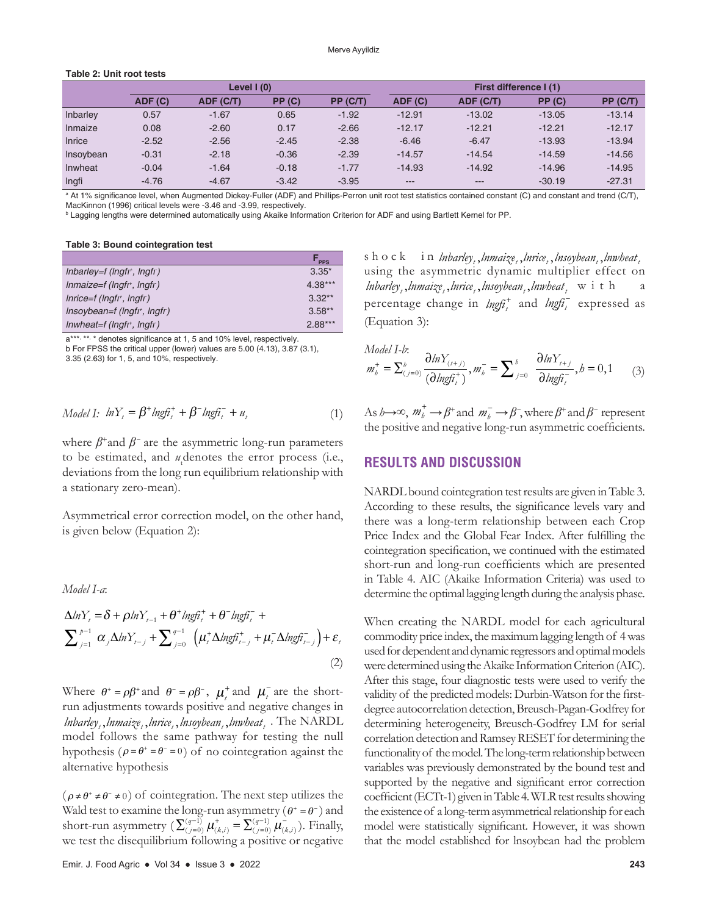**Table 2: Unit root tests**

| | Level I (0) | | | | First difference I (1) | | | |
|---|---|---|---|---|---|---|---|---|
| | ADF (C) | ADF (C/T) | PP (C) | PP (C/T) | ADF (C) | ADF (C/T) | PP (C) | PP (C/T) |
| lnbarley | 0.57 | -1.67 | 0.65 | -1.92 | -12.91 | -13.02 | -13.05 | -13.14 |
| lnmaize | 0.08 | -2.60 | 0.17 | -2.66 | -12.17 | -12.21 | -12.21 | -12.17 |
| lnrice | -2.52 | -2.56 | -2.45 | -2.38 | -6.46 | -6.47 | -13.93 | -13.94 |
| lnsoybean | -0.31 | -2.18 | -0.36 | -2.39 | -14.57 | -14.54 | -14.59 | -14.56 |
| lnwheat | -0.04 | -1.64 | -0.18 | -1.77 | -14.93 | -14.92 | -14.96 | -14.95 |
| lngfi | -4.76 | -4.67 | -3.42 | -3.95 | --- | --- | -30.19 | -27.31 |

[a] At 1% significance level, when Augmented Dickey-Fuller (ADF) and Phillips-Perron unit root test statistics contained constant (C) and constant and trend (C/T), MacKinnon (1996) critical levels were -3.46 and -3.99, respectively.
[b] Lagging lengths were determined automatically using Akaike Information Criterion for ADF and using Bartlett Kernel for PP.

**Table 3: Bound cointegration test**

| | $F_{PPS}$ |
|---|---|
| *lnbarley=f (lngfi⁺, lngfi⁻)* | 3.35* |
| *lnmaize=f (lngfi⁺, lngfi⁻)* | 4.38*** |
| *lnrice=f (lngfi⁺, lngfi⁻)* | 3.32** |
| *lnsoybean=f (lngfi⁺, lngfi⁻)* | 3.58** |
| *lnwheat=f (lngfi⁺, lngfi⁻)* | 2.88*** |

a***, **, * denotes significance at 1, 5 and 10% level, respectively.
b For FPSS the critical upper (lower) values are 5.00 (4.13), 3.87 (3.1), 3.35 (2.63) for 1, 5, and 10%, respectively.

$$\text{Model I: } lnY_t = \beta^+ lngfi_t^+ + \beta^- lngfi_t^- + u_t \tag{1}$$

where $\beta^+$and $\beta^-$ are the asymmetric long-run parameters to be estimated, and $u_t$denotes the error process (i.e., deviations from the long run equilibrium relationship with a stationary zero-mean).

Asymmetrical error correction model, on the other hand, is given below (Equation 2):

*Model I-a*:

$$\Delta lnY_t = \delta + \rho lnY_{t-1} + \theta^+ lngfi_t^+ + \theta^- lngfi_t^- + \sum_{j=1}^{p-1} \alpha_j \Delta lnY_{t-j} + \sum_{j=0}^{q-1} \left(\mu_t^+ \Delta lngfi_{t-j}^+ + \mu_t^- \Delta lngfi_{t-j}^-\right) + \varepsilon_t \tag{2}$$

Where $\theta^+ = \rho\beta^+$ and $\theta^- = \rho\beta^-$, $\mu_t^+$ and $\mu_t^-$ are the short-run adjustments towards positive and negative changes in $lnbarley_t, lnmaize_t, lnrice_t, lnsoybean_t, lnwheat_t$. The NARDL model follows the same pathway for testing the null hypothesis $(\rho = \theta^+ = \theta^- = 0)$ of no cointegration against the alternative hypothesis

$(\rho \neq \theta^+ \neq \theta^- \neq 0)$ of cointegration. The next step utilizes the Wald test to examine the long-run asymmetry $(\theta^+ = \theta^-)$ and short-run asymmetry $(\sum_{(j=0)}^{(q-1)} \mu_{(k,i)}^+ = \sum_{(j=0)}^{(q-1)} \mu_{(k,i)}^-)$. Finally, we test the disequilibrium following a positive or negative shock in $lnbarley_t, lnmaize_t, lnrice_t, lnsoybean_t, lnwheat_t$ using the asymmetric dynamic multiplier effect on $lnbarley_t, lnmaize_t, lnrice_t, lnsoybean_t, lnwheat_t$ with a percentage change in $lngfi_t^+$ and $lngfi_t^-$ expressed as (Equation 3):

*Model I-b*:

$$m_h^+ = \sum_{(j=0)}^{h} \frac{\partial lnY_{(t+j)}}{(\partial lngfi_t^+)}, m_h^- = \sum_{j=0}^{h} \frac{\partial lnY_{t+j}}{\partial lngfi_t^-}, h = 0,1 \tag{3}$$

As $h \to \infty$, $m_h^+ \to \beta^+$ and $m_h^- \to \beta^-$, where $\beta^+$ and $\beta^-$ represent the positive and negative long-run asymmetric coefficients.

## RESULTS AND DISCUSSION

NARDL bound cointegration test results are given in Table 3. According to these results, the significance levels vary and there was a long-term relationship between each Crop Price Index and the Global Fear Index. After fulfilling the cointegration specification, we continued with the estimated short-run and long-run coefficients which are presented in Table 4. AIC (Akaike Information Criteria) was used to determine the optimal lagging length during the analysis phase.

When creating the NARDL model for each agricultural commodity price index, the maximum lagging length of 4 was used for dependent and dynamic regressors and optimal models were determined using the Akaike Information Criterion (AIC). After this stage, four diagnostic tests were used to verify the validity of the predicted models: Durbin-Watson for the first-degree autocorrelation detection, Breusch-Pagan-Godfrey for determining heterogeneity, Breusch-Godfrey LM for serial correlation detection and Ramsey RESET for determining the functionality of the model. The long-term relationship between variables was previously demonstrated by the bound test and supported by the negative and significant error correction coefficient (ECTt-1) given in Table 4. WLR test results showing the existence of a long-term asymmetrical relationship for each model were statistically significant. However, it was shown that the model established for lnsoybean had the problem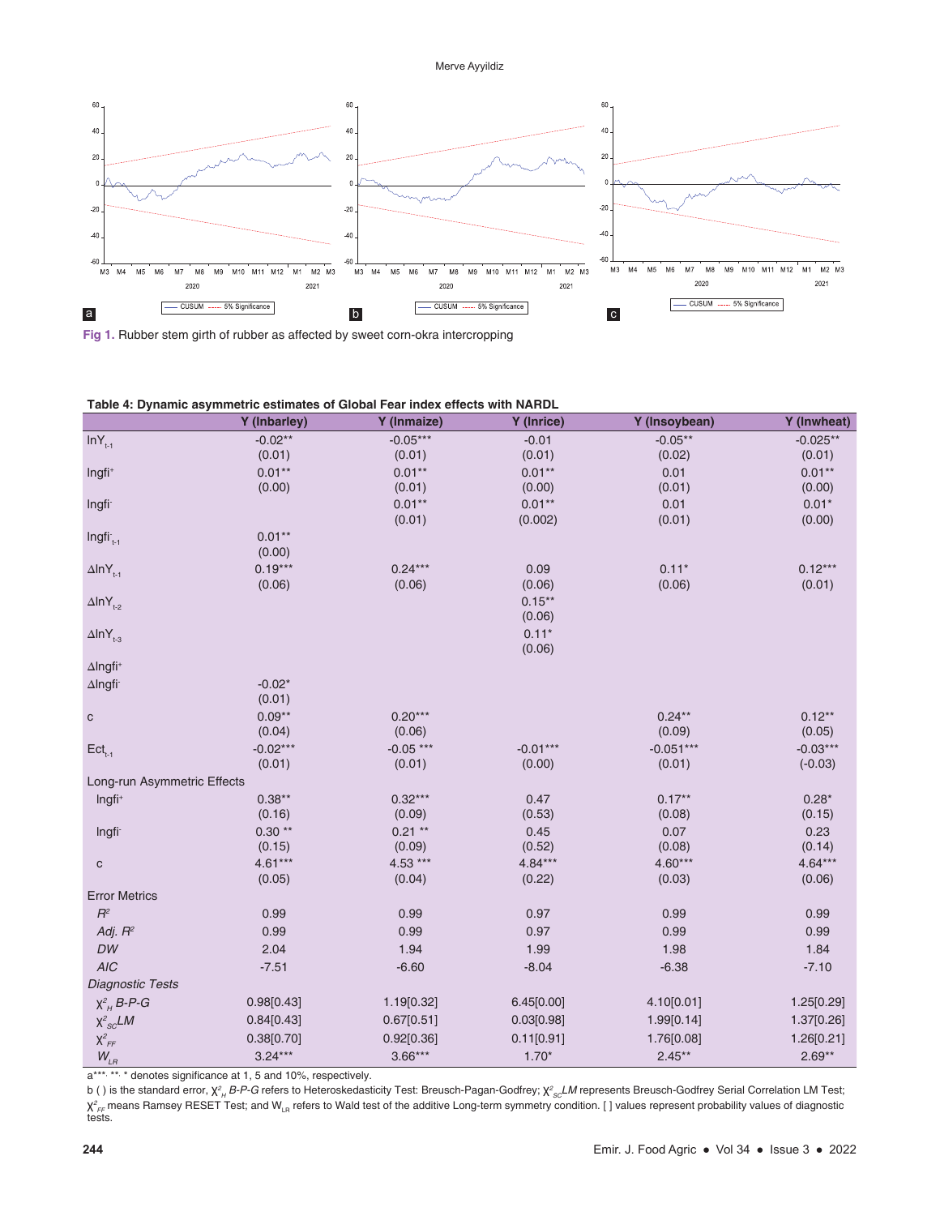Fig 1. Rubber stem girth of rubber as affected by sweet corn-okra intercropping

**Table 4: Dynamic asymmetric estimates of Global Fear index effects with NARDL**

| | Y (lnbarley) | Y (lnmaize) | Y (lnrice) | Y (lnsoybean) | Y (lnwheat) |
|---|---|---|---|---|---|
| $lnY_{t-1}$ | -0.02** | -0.05*** | -0.01 | -0.05** | -0.025** |
| | (0.01) | (0.01) | (0.01) | (0.02) | (0.01) |
| $lngfi^{+}$ | 0.01** | 0.01** | 0.01** | 0.01 | 0.01** |
| | (0.00) | (0.01) | (0.00) | (0.01) | (0.00) |
| $lngfi^{-}$ | | 0.01** | 0.01** | 0.01 | 0.01* |
| | | (0.01) | (0.002) | (0.01) | (0.00) |
| $lngfi^{-}_{t-1}$ | 0.01** | | | | |
| | (0.00) | | | | |
| $\Delta lnY_{t-1}$ | 0.19*** | 0.24*** | 0.09 | 0.11* | 0.12*** |
| | (0.06) | (0.06) | (0.06) | (0.06) | (0.01) |
| $\Delta lnY_{t-2}$ | | | 0.15** | | |
| | | | (0.06) | | |
| $\Delta lnY_{t-3}$ | | | 0.11* | | |
| | | | (0.06) | | |
| $\Delta lngfi^{+}$ | | | | | |
| $\Delta lngfi^{-}$ | -0.02* | | | | |
| | (0.01) | | | | |
| c | 0.09** | 0.20*** | | 0.24** | 0.12** |
| | (0.04) | (0.06) | | (0.09) | (0.05) |
| $Ect_{t-1}$ | -0.02*** | -0.05 *** | -0.01*** | -0.051*** | -0.03*** |
| | (0.01) | (0.01) | (0.00) | (0.01) | (-0.03) |
| Long-run Asymmetric Effects | | | | | |
| $lngfi^{+}$ | 0.38** | 0.32*** | 0.47 | 0.17** | 0.28* |
| | (0.16) | (0.09) | (0.53) | (0.08) | (0.15) |
| $lngfi^{-}$ | 0.30 ** | 0.21 ** | 0.45 | 0.07 | 0.23 |
| | (0.15) | (0.09) | (0.52) | (0.08) | (0.14) |
| c | 4.61*** | 4.53 *** | 4.84*** | 4.60*** | 4.64*** |
| | (0.05) | (0.04) | (0.22) | (0.03) | (0.06) |
| Error Metrics | | | | | |
| $R^2$ | 0.99 | 0.99 | 0.97 | 0.99 | 0.99 |
| *Adj.* $R^2$ | 0.99 | 0.99 | 0.97 | 0.99 | 0.99 |
| *DW* | 2.04 | 1.94 | 1.99 | 1.98 | 1.84 |
| *AIC* | -7.51 | -6.60 | -8.04 | -6.38 | -7.10 |
| *Diagnostic Tests* | | | | | |
| $\chi^2_H$ *B-P-G* | 0.98[0.43] | 1.19[0.32] | 6.45[0.00] | 4.10[0.01] | 1.25[0.29] |
| $\chi^2_{SC}$*LM* | 0.84[0.43] | 0.67[0.51] | 0.03[0.98] | 1.99[0.14] | 1.37[0.26] |
| $\chi^2_{FF}$ | 0.38[0.70] | 0.92[0.36] | 0.11[0.91] | 1.76[0.08] | 1.26[0.21] |
| $W_{LR}$ | 3.24*** | 3.66*** | 1.70* | 2.45** | 2.69** |

a***, **, * denotes significance at 1, 5 and 10%, respectively.

b ( ) is the standard error, $\chi^2_H$ *B-P-G* refers to Heteroskedasticity Test: Breusch-Pagan-Godfrey; $\chi^2_{SC}$*LM* represents Breusch-Godfrey Serial Correlation LM Test; $\chi^2_{FF}$ means Ramsey RESET Test; and $W_{LR}$ refers to Wald test of the additive Long-term symmetry condition. [ ] values represent probability values of diagnostic tests.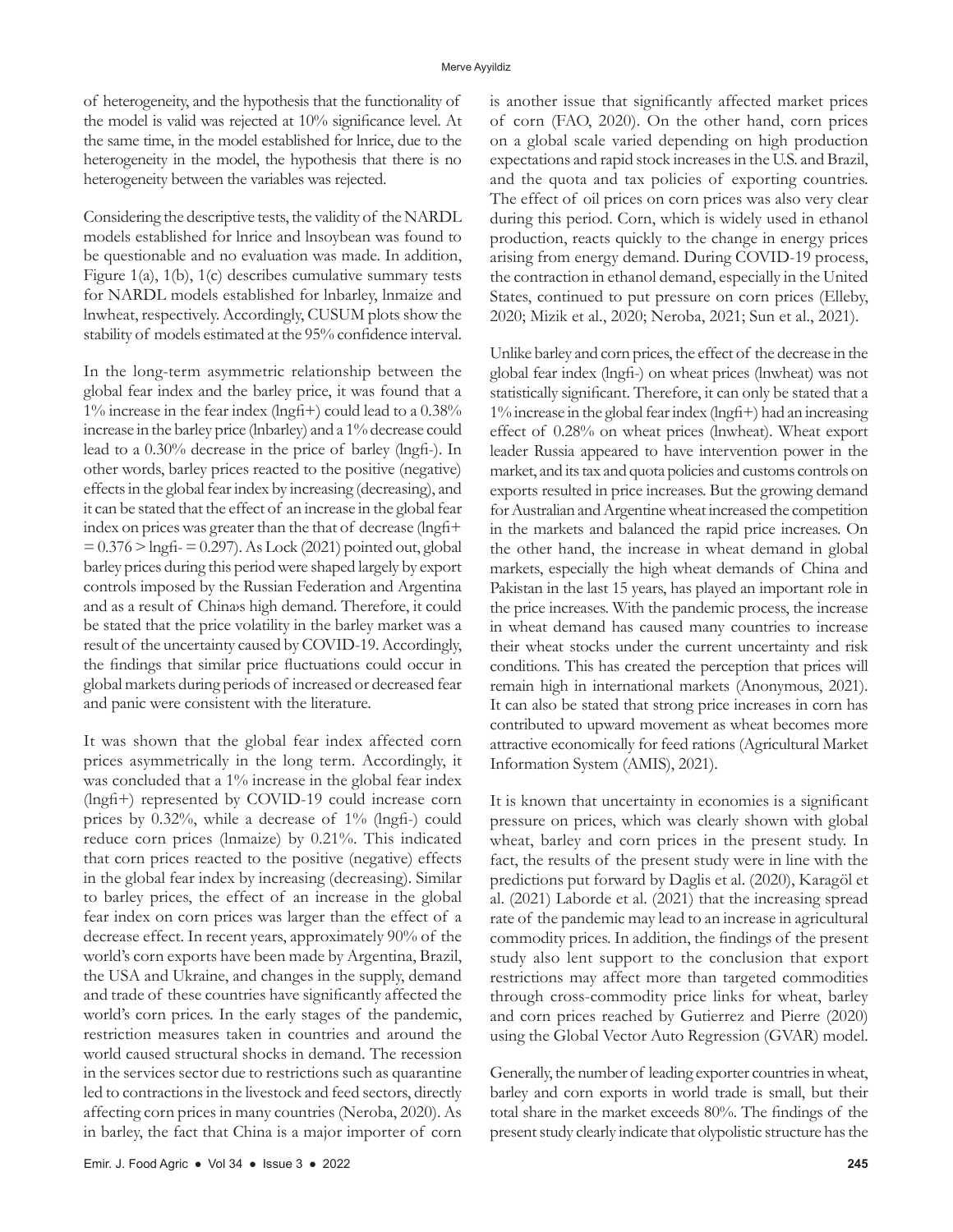of heterogeneity, and the hypothesis that the functionality of the model is valid was rejected at 10% significance level. At the same time, in the model established for lnrice, due to the heterogeneity in the model, the hypothesis that there is no heterogeneity between the variables was rejected.

Considering the descriptive tests, the validity of the NARDL models established for lnrice and lnsoybean was found to be questionable and no evaluation was made. In addition, Figure 1(a), 1(b), 1(c) describes cumulative summary tests for NARDL models established for lnbarley, lnmaize and lnwheat, respectively. Accordingly, CUSUM plots show the stability of models estimated at the 95% confidence interval.

In the long-term asymmetric relationship between the global fear index and the barley price, it was found that a 1% increase in the fear index (lngfi+) could lead to a 0.38% increase in the barley price (lnbarley) and a 1% decrease could lead to a 0.30% decrease in the price of barley (lngfi-). In other words, barley prices reacted to the positive (negative) effects in the global fear index by increasing (decreasing), and it can be stated that the effect of an increase in the global fear index on prices was greater than the that of decrease (lngfi+ = 0.376 > lngfi- = 0.297). As Lock (2021) pointed out, global barley prices during this period were shaped largely by export controls imposed by the Russian Federation and Argentina and as a result of China›s high demand. Therefore, it could be stated that the price volatility in the barley market was a result of the uncertainty caused by COVID-19. Accordingly, the findings that similar price fluctuations could occur in global markets during periods of increased or decreased fear and panic were consistent with the literature.

It was shown that the global fear index affected corn prices asymmetrically in the long term. Accordingly, it was concluded that a 1% increase in the global fear index (lngfi+) represented by COVID-19 could increase corn prices by 0.32%, while a decrease of 1% (lngfi-) could reduce corn prices (lnmaize) by 0.21%. This indicated that corn prices reacted to the positive (negative) effects in the global fear index by increasing (decreasing). Similar to barley prices, the effect of an increase in the global fear index on corn prices was larger than the effect of a decrease effect. In recent years, approximately 90% of the world's corn exports have been made by Argentina, Brazil, the USA and Ukraine, and changes in the supply, demand and trade of these countries have significantly affected the world's corn prices. In the early stages of the pandemic, restriction measures taken in countries and around the world caused structural shocks in demand. The recession in the services sector due to restrictions such as quarantine led to contractions in the livestock and feed sectors, directly affecting corn prices in many countries (Neroba, 2020). As in barley, the fact that China is a major importer of corn is another issue that significantly affected market prices of corn (FAO, 2020). On the other hand, corn prices on a global scale varied depending on high production expectations and rapid stock increases in the U.S. and Brazil, and the quota and tax policies of exporting countries. The effect of oil prices on corn prices was also very clear during this period. Corn, which is widely used in ethanol production, reacts quickly to the change in energy prices arising from energy demand. During COVID-19 process, the contraction in ethanol demand, especially in the United States, continued to put pressure on corn prices (Elleby, 2020; Mizik et al., 2020; Neroba, 2021; Sun et al., 2021).

Unlike barley and corn prices, the effect of the decrease in the global fear index (lngfi-) on wheat prices (lnwheat) was not statistically significant. Therefore, it can only be stated that a 1% increase in the global fear index (lngfi+) had an increasing effect of 0.28% on wheat prices (lnwheat). Wheat export leader Russia appeared to have intervention power in the market, and its tax and quota policies and customs controls on exports resulted in price increases. But the growing demand for Australian and Argentine wheat increased the competition in the markets and balanced the rapid price increases. On the other hand, the increase in wheat demand in global markets, especially the high wheat demands of China and Pakistan in the last 15 years, has played an important role in the price increases. With the pandemic process, the increase in wheat demand has caused many countries to increase their wheat stocks under the current uncertainty and risk conditions. This has created the perception that prices will remain high in international markets (Anonymous, 2021). It can also be stated that strong price increases in corn has contributed to upward movement as wheat becomes more attractive economically for feed rations (Agricultural Market Information System (AMIS), 2021).

It is known that uncertainty in economies is a significant pressure on prices, which was clearly shown with global wheat, barley and corn prices in the present study. In fact, the results of the present study were in line with the predictions put forward by Daglis et al. (2020), Karagöl et al. (2021) Laborde et al. (2021) that the increasing spread rate of the pandemic may lead to an increase in agricultural commodity prices. In addition, the findings of the present study also lent support to the conclusion that export restrictions may affect more than targeted commodities through cross-commodity price links for wheat, barley and corn prices reached by Gutierrez and Pierre (2020) using the Global Vector Auto Regression (GVAR) model.

Generally, the number of leading exporter countries in wheat, barley and corn exports in world trade is small, but their total share in the market exceeds 80%. The findings of the present study clearly indicate that olypolistic structure has the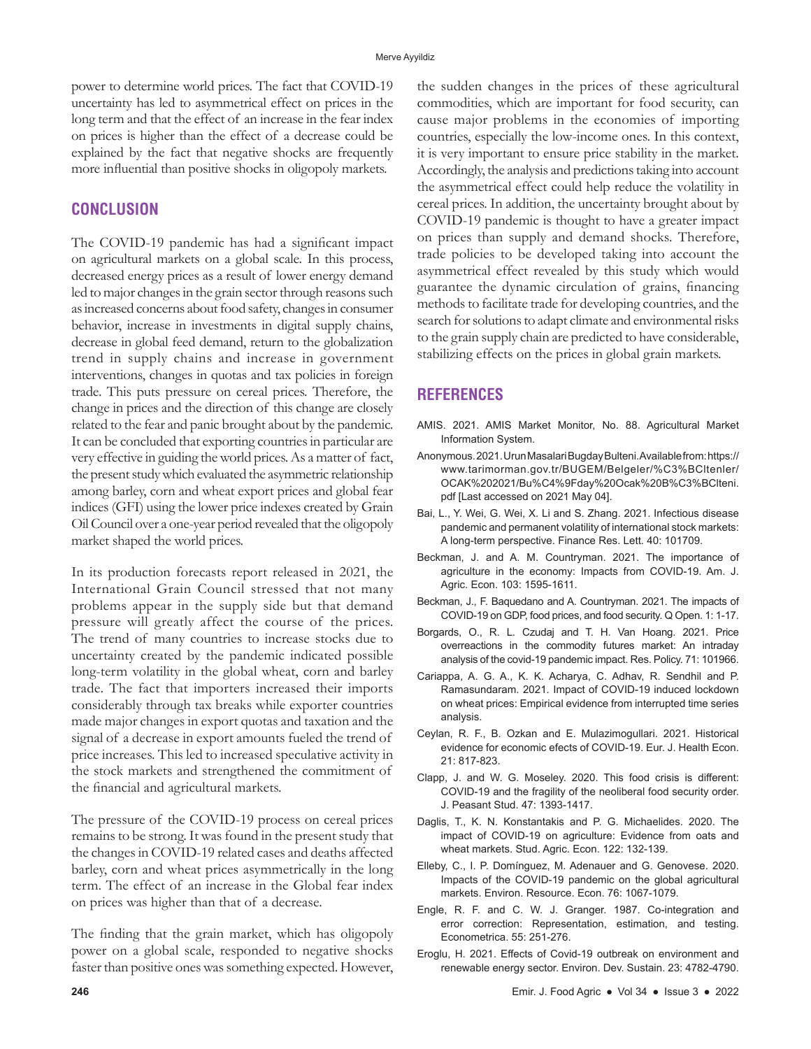power to determine world prices. The fact that COVID-19 uncertainty has led to asymmetrical effect on prices in the long term and that the effect of an increase in the fear index on prices is higher than the effect of a decrease could be explained by the fact that negative shocks are frequently more influential than positive shocks in oligopoly markets.

## CONCLUSION

The COVID-19 pandemic has had a significant impact on agricultural markets on a global scale. In this process, decreased energy prices as a result of lower energy demand led to major changes in the grain sector through reasons such as increased concerns about food safety, changes in consumer behavior, increase in investments in digital supply chains, decrease in global feed demand, return to the globalization trend in supply chains and increase in government interventions, changes in quotas and tax policies in foreign trade. This puts pressure on cereal prices. Therefore, the change in prices and the direction of this change are closely related to the fear and panic brought about by the pandemic. It can be concluded that exporting countries in particular are very effective in guiding the world prices. As a matter of fact, the present study which evaluated the asymmetric relationship among barley, corn and wheat export prices and global fear indices (GFI) using the lower price indexes created by Grain Oil Council over a one-year period revealed that the oligopoly market shaped the world prices.

In its production forecasts report released in 2021, the International Grain Council stressed that not many problems appear in the supply side but that demand pressure will greatly affect the course of the prices. The trend of many countries to increase stocks due to uncertainty created by the pandemic indicated possible long-term volatility in the global wheat, corn and barley trade. The fact that importers increased their imports considerably through tax breaks while exporter countries made major changes in export quotas and taxation and the signal of a decrease in export amounts fueled the trend of price increases. This led to increased speculative activity in the stock markets and strengthened the commitment of the financial and agricultural markets.

The pressure of the COVID-19 process on cereal prices remains to be strong. It was found in the present study that the changes in COVID-19 related cases and deaths affected barley, corn and wheat prices asymmetrically in the long term. The effect of an increase in the Global fear index on prices was higher than that of a decrease.

The finding that the grain market, which has oligopoly power on a global scale, responded to negative shocks faster than positive ones was something expected. However, the sudden changes in the prices of these agricultural commodities, which are important for food security, can cause major problems in the economies of importing countries, especially the low-income ones. In this context, it is very important to ensure price stability in the market. Accordingly, the analysis and predictions taking into account the asymmetrical effect could help reduce the volatility in cereal prices. In addition, the uncertainty brought about by COVID-19 pandemic is thought to have a greater impact on prices than supply and demand shocks. Therefore, trade policies to be developed taking into account the asymmetrical effect revealed by this study which would guarantee the dynamic circulation of grains, financing methods to facilitate trade for developing countries, and the search for solutions to adapt climate and environmental risks to the grain supply chain are predicted to have considerable, stabilizing effects on the prices in global grain markets.

## REFERENCES

AMIS. 2021. AMIS Market Monitor, No. 88. Agricultural Market Information System.

Anonymous. 2021. Urun Masalari Bugday Bulteni. Available from: https://www.tarimorman.gov.tr/BUGEM/Belgeler/%C3%BCltenler/OCAK%202021/Bu%C4%9Fday%20Ocak%20B%C3%BClteni.pdf [Last accessed on 2021 May 04].

Bai, L., Y. Wei, G. Wei, X. Li and S. Zhang. 2021. Infectious disease pandemic and permanent volatility of international stock markets: A long-term perspective. Finance Res. Lett. 40: 101709.

Beckman, J. and A. M. Countryman. 2021. The importance of agriculture in the economy: Impacts from COVID-19. Am. J. Agric. Econ. 103: 1595-1611.

Beckman, J., F. Baquedano and A. Countryman. 2021. The impacts of COVID-19 on GDP, food prices, and food security. Q Open. 1: 1-17.

Borgards, O., R. L. Czudaj and T. H. Van Hoang. 2021. Price overreactions in the commodity futures market: An intraday analysis of the covid-19 pandemic impact. Res. Policy. 71: 101966.

Cariappa, A. G. A., K. K. Acharya, C. Adhav, R. Sendhil and P. Ramasundaram. 2021. Impact of COVID-19 induced lockdown on wheat prices: Empirical evidence from interrupted time series analysis.

Ceylan, R. F., B. Ozkan and E. Mulazimogullari. 2021. Historical evidence for economic efects of COVID-19. Eur. J. Health Econ. 21: 817-823.

Clapp, J. and W. G. Moseley. 2020. This food crisis is different: COVID-19 and the fragility of the neoliberal food security order. J. Peasant Stud. 47: 1393-1417.

Daglis, T., K. N. Konstantakis and P. G. Michaelides. 2020. The impact of COVID-19 on agriculture: Evidence from oats and wheat markets. Stud. Agric. Econ. 122: 132-139.

Elleby, C., I. P. Domínguez, M. Adenauer and G. Genovese. 2020. Impacts of the COVID-19 pandemic on the global agricultural markets. Environ. Resource. Econ. 76: 1067-1079.

Engle, R. F. and C. W. J. Granger. 1987. Co-integration and error correction: Representation, estimation, and testing. Econometrica. 55: 251-276.

Eroglu, H. 2021. Effects of Covid-19 outbreak on environment and renewable energy sector. Environ. Dev. Sustain. 23: 4782-4790.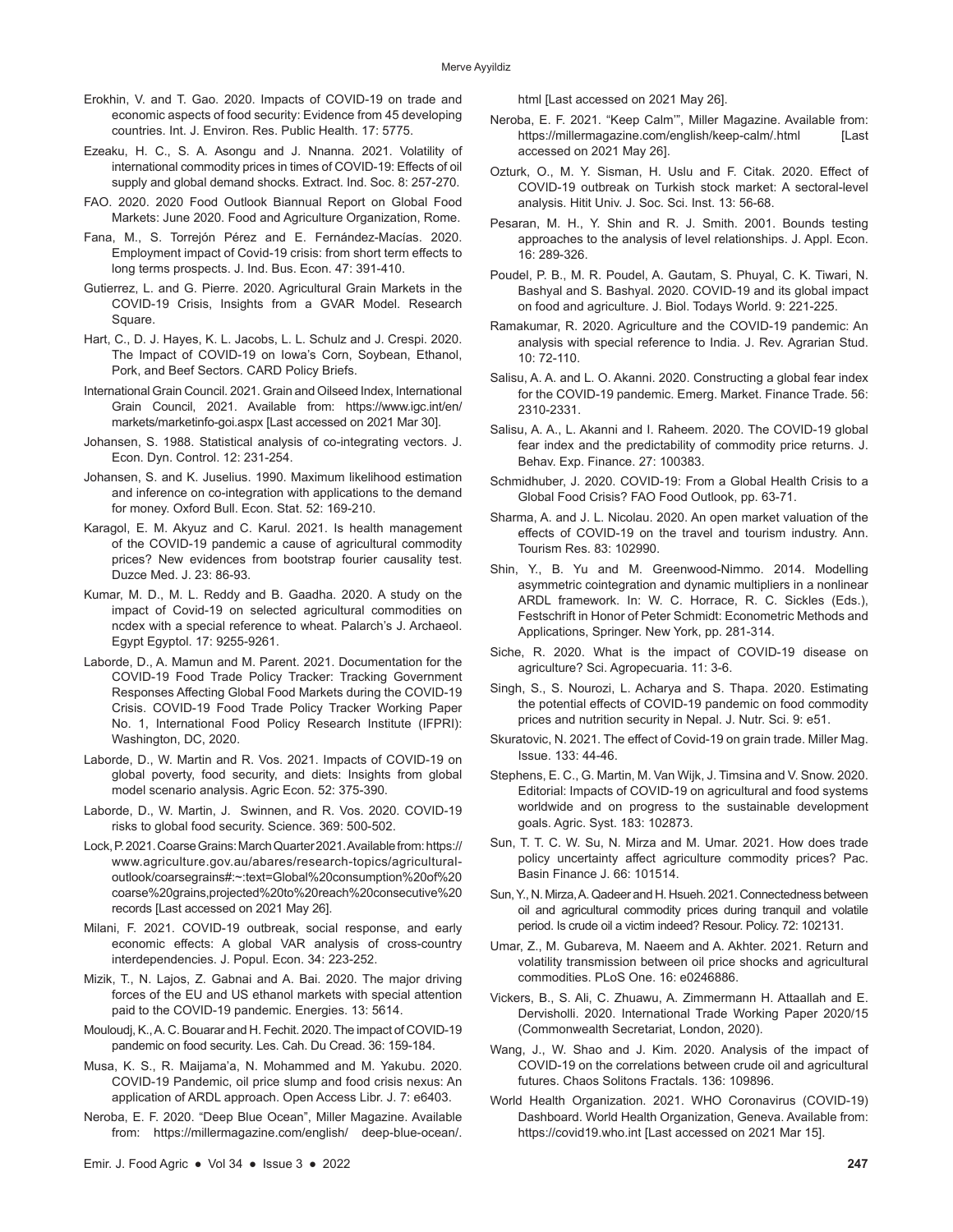Erokhin, V. and T. Gao. 2020. Impacts of COVID-19 on trade and economic aspects of food security: Evidence from 45 developing countries. Int. J. Environ. Res. Public Health. 17: 5775.

Ezeaku, H. C., S. A. Asongu and J. Nnanna. 2021. Volatility of international commodity prices in times of COVID-19: Effects of oil supply and global demand shocks. Extract. Ind. Soc. 8: 257-270.

FAO. 2020. 2020 Food Outlook Biannual Report on Global Food Markets: June 2020. Food and Agriculture Organization, Rome.

Fana, M., S. Torrejón Pérez and E. Fernández-Macías. 2020. Employment impact of Covid-19 crisis: from short term effects to long terms prospects. J. Ind. Bus. Econ. 47: 391-410.

Gutierrez, L. and G. Pierre. 2020. Agricultural Grain Markets in the COVID-19 Crisis, Insights from a GVAR Model. Research Square.

Hart, C., D. J. Hayes, K. L. Jacobs, L. L. Schulz and J. Crespi. 2020. The Impact of COVID-19 on Iowa's Corn, Soybean, Ethanol, Pork, and Beef Sectors. CARD Policy Briefs.

International Grain Council. 2021. Grain and Oilseed Index, International Grain Council, 2021. Available from: https://www.igc.int/en/markets/marketinfo-goi.aspx [Last accessed on 2021 Mar 30].

Johansen, S. 1988. Statistical analysis of co-integrating vectors. J. Econ. Dyn. Control. 12: 231-254.

Johansen, S. and K. Juselius. 1990. Maximum likelihood estimation and inference on co-integration with applications to the demand for money. Oxford Bull. Econ. Stat. 52: 169-210.

Karagol, E. M. Akyuz and C. Karul. 2021. Is health management of the COVID-19 pandemic a cause of agricultural commodity prices? New evidences from bootstrap fourier causality test. Duzce Med. J. 23: 86-93.

Kumar, M. D., M. L. Reddy and B. Gaadha. 2020. A study on the impact of Covid-19 on selected agricultural commodities on ncdex with a special reference to wheat. Palarch's J. Archaeol. Egypt Egyptol. 17: 9255-9261.

Laborde, D., A. Mamun and M. Parent. 2021. Documentation for the COVID-19 Food Trade Policy Tracker: Tracking Government Responses Affecting Global Food Markets during the COVID-19 Crisis. COVID-19 Food Trade Policy Tracker Working Paper No. 1, International Food Policy Research Institute (IFPRI): Washington, DC, 2020.

Laborde, D., W. Martin and R. Vos. 2021. Impacts of COVID-19 on global poverty, food security, and diets: Insights from global model scenario analysis. Agric Econ. 52: 375-390.

Laborde, D., W. Martin, J. Swinnen, and R. Vos. 2020. COVID-19 risks to global food security. Science. 369: 500-502.

Lock, P. 2021. Coarse Grains: March Quarter 2021. Available from: https://www.agriculture.gov.au/abares/research-topics/agricultural-outlook/coarsegrains#:~:text=Global%20consumption%20of%20coarse%20grains,projected%20to%20reach%20consecutive%20records [Last accessed on 2021 May 26].

Milani, F. 2021. COVID-19 outbreak, social response, and early economic effects: A global VAR analysis of cross-country interdependencies. J. Popul. Econ. 34: 223-252.

Mizik, T., N. Lajos, Z. Gabnai and A. Bai. 2020. The major driving forces of the EU and US ethanol markets with special attention paid to the COVID-19 pandemic. Energies. 13: 5614.

Mouloudj, K., A. C. Bouarar and H. Fechit. 2020. The impact of COVID-19 pandemic on food security. Les. Cah. Du Cread. 36: 159-184.

Musa, K. S., R. Maijama'a, N. Mohammed and M. Yakubu. 2020. COVID-19 Pandemic, oil price slump and food crisis nexus: An application of ARDL approach. Open Access Libr. J. 7: e6403.

Neroba, E. F. 2020. "Deep Blue Ocean", Miller Magazine. Available from: https://millermagazine.com/english/ deep-blue-ocean/.html [Last accessed on 2021 May 26].

Neroba, E. F. 2021. "Keep Calm'", Miller Magazine. Available from: https://millermagazine.com/english/keep-calm/.html [Last accessed on 2021 May 26].

Ozturk, O., M. Y. Sisman, H. Uslu and F. Citak. 2020. Effect of COVID-19 outbreak on Turkish stock market: A sectoral-level analysis. Hitit Univ. J. Soc. Sci. Inst. 13: 56-68.

Pesaran, M. H., Y. Shin and R. J. Smith. 2001. Bounds testing approaches to the analysis of level relationships. J. Appl. Econ. 16: 289-326.

Poudel, P. B., M. R. Poudel, A. Gautam, S. Phuyal, C. K. Tiwari, N. Bashyal and S. Bashyal. 2020. COVID-19 and its global impact on food and agriculture. J. Biol. Todays World. 9: 221-225.

Ramakumar, R. 2020. Agriculture and the COVID-19 pandemic: An analysis with special reference to India. J. Rev. Agrarian Stud. 10: 72-110.

Salisu, A. A. and L. O. Akanni. 2020. Constructing a global fear index for the COVID-19 pandemic. Emerg. Market. Finance Trade. 56: 2310-2331.

Salisu, A. A., L. Akanni and I. Raheem. 2020. The COVID-19 global fear index and the predictability of commodity price returns. J. Behav. Exp. Finance. 27: 100383.

Schmidhuber, J. 2020. COVID-19: From a Global Health Crisis to a Global Food Crisis? FAO Food Outlook, pp. 63-71.

Sharma, A. and J. L. Nicolau. 2020. An open market valuation of the effects of COVID-19 on the travel and tourism industry. Ann. Tourism Res. 83: 102990.

Shin, Y., B. Yu and M. Greenwood-Nimmo. 2014. Modelling asymmetric cointegration and dynamic multipliers in a nonlinear ARDL framework. In: W. C. Horrace, R. C. Sickles (Eds.), Festschrift in Honor of Peter Schmidt: Econometric Methods and Applications, Springer. New York, pp. 281-314.

Siche, R. 2020. What is the impact of COVID-19 disease on agriculture? Sci. Agropecuaria. 11: 3-6.

Singh, S., S. Nourozi, L. Acharya and S. Thapa. 2020. Estimating the potential effects of COVID-19 pandemic on food commodity prices and nutrition security in Nepal. J. Nutr. Sci. 9: e51.

Skuratovic, N. 2021. The effect of Covid-19 on grain trade. Miller Mag. Issue. 133: 44-46.

Stephens, E. C., G. Martin, M. Van Wijk, J. Timsina and V. Snow. 2020. Editorial: Impacts of COVID-19 on agricultural and food systems worldwide and on progress to the sustainable development goals. Agric. Syst. 183: 102873.

Sun, T. T. C. W. Su, N. Mirza and M. Umar. 2021. How does trade policy uncertainty affect agriculture commodity prices? Pac. Basin Finance J. 66: 101514.

Sun, Y., N. Mirza, A. Qadeer and H. Hsueh. 2021. Connectedness between oil and agricultural commodity prices during tranquil and volatile period. Is crude oil a victim indeed? Resour. Policy. 72: 102131.

Umar, Z., M. Gubareva, M. Naeem and A. Akhter. 2021. Return and volatility transmission between oil price shocks and agricultural commodities. PLoS One. 16: e0246886.

Vickers, B., S. Ali, C. Zhuawu, A. Zimmermann H. Attaallah and E. Dervisholli. 2020. International Trade Working Paper 2020/15 (Commonwealth Secretariat, London, 2020).

Wang, J., W. Shao and J. Kim. 2020. Analysis of the impact of COVID-19 on the correlations between crude oil and agricultural futures. Chaos Solitons Fractals. 136: 109896.

World Health Organization. 2021. WHO Coronavirus (COVID-19) Dashboard. World Health Organization, Geneva. Available from: https://covid19.who.int [Last accessed on 2021 Mar 15].